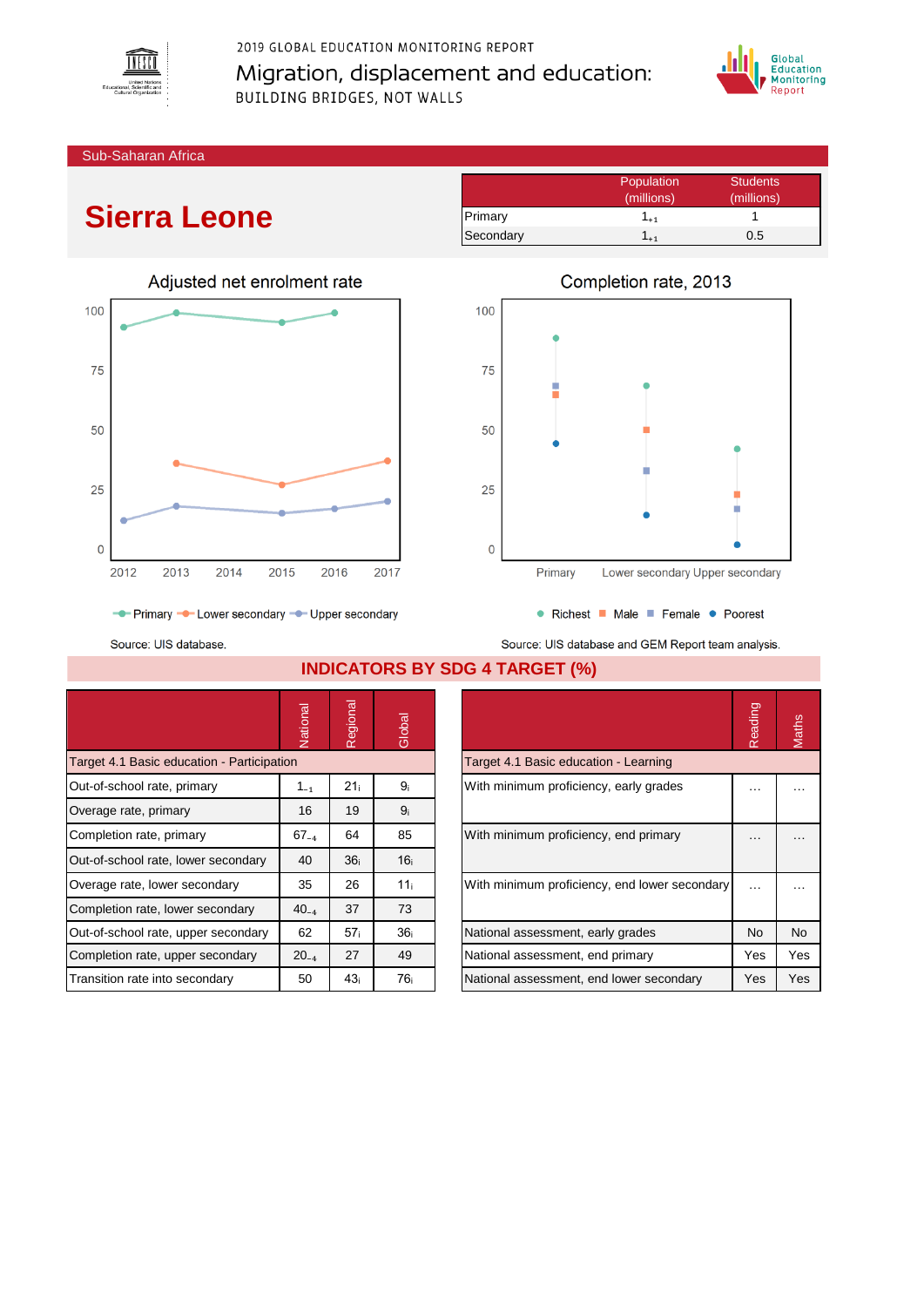2019 GLOBAL EDUCATION MONITORING REPORT

Migration, displacement and education:

BUILDING BRIDGES, NOT WALLS

Sub-Saharan Africa

# Sierra Leone

| | Population (millions) | Students (millions) |
|---|---|---|
| Primary | $1_{+1}$ | 1 |
| Secondary | $1_{+1}$ | 0.5 |

## Adjusted net enrolment rate

Primary, Lower secondary, Upper secondary

Source: UIS database.

## Completion rate, 2013

Richest, Male, Female, Poorest

Source: UIS database and GEM Report team analysis.

## INDICATORS BY SDG 4 TARGET (%)

| | National | Regional | Global |
|---|---|---|---|
| **Target 4.1 Basic education - Participation** | | | |
| Out-of-school rate, primary | $1_{-1}$ | $21_{i}$ | $9_{i}$ |
| Overage rate, primary | 16 | 19 | $9_{i}$ |
| Completion rate, primary | $67_{-4}$ | 64 | 85 |
| Out-of-school rate, lower secondary | 40 | $36_{i}$ | $16_{i}$ |
| Overage rate, lower secondary | 35 | 26 | $11_{i}$ |
| Completion rate, lower secondary | $40_{-4}$ | 37 | 73 |
| Out-of-school rate, upper secondary | 62 | $57_{i}$ | $36_{i}$ |
| Completion rate, upper secondary | $20_{-4}$ | 27 | 49 |
| Transition rate into secondary | 50 | $43_{i}$ | $76_{i}$ |

| | Reading | Maths |
|---|---|---|
| **Target 4.1 Basic education - Learning** | | |
| With minimum proficiency, early grades | … | … |
| With minimum proficiency, end primary | … | … |
| With minimum proficiency, end lower secondary | … | … |
| National assessment, early grades | No | No |
| National assessment, end primary | Yes | Yes |
| National assessment, end lower secondary | Yes | Yes |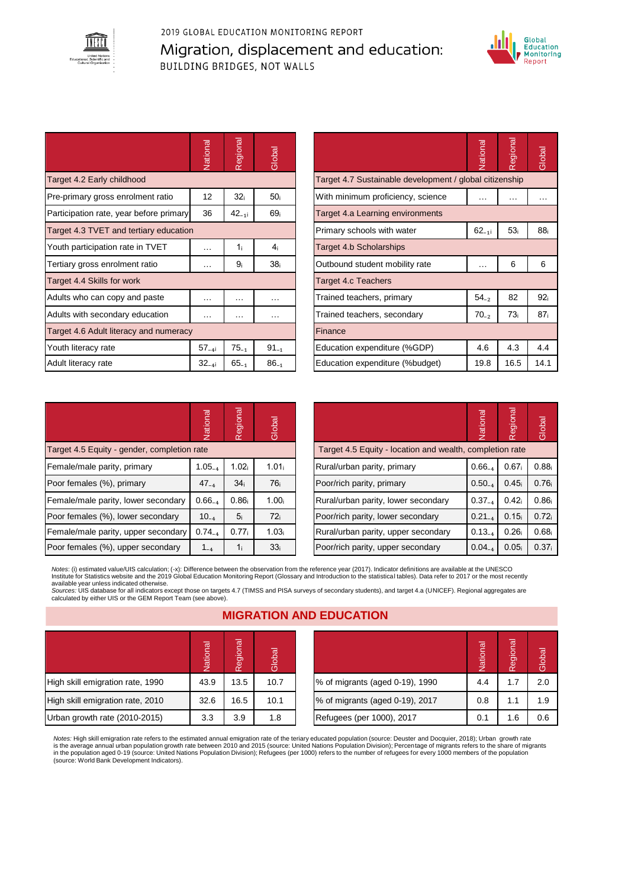2019 GLOBAL EDUCATION MONITORING REPORT

# Migration, displacement and education:

BUILDING BRIDGES, NOT WALLS

| | National | Regional | Global |
|---|---|---|---|
| **Target 4.2 Early childhood** | | | |
| Pre-primary gross enrolment ratio | 12 | $32_{i}$ | $50_{i}$ |
| Participation rate, year before primary | 36 | $42_{-1i}$ | $69_{i}$ |
| **Target 4.3 TVET and tertiary education** | | | |
| Youth participation rate in TVET | … | $1_{i}$ | $4_{i}$ |
| Tertiary gross enrolment ratio | … | $9_{i}$ | $38_{i}$ |
| **Target 4.4 Skills for work** | | | |
| Adults who can copy and paste | … | … | … |
| Adults with secondary education | … | … | … |
| **Target 4.6 Adult literacy and numeracy** | | | |
| Youth literacy rate | $57_{-4i}$ | $75_{-1}$ | $91_{-1}$ |
| Adult literacy rate | $32_{-4i}$ | $65_{-1}$ | $86_{-1}$ |

| | National | Regional | Global |
|---|---|---|---|
| **Target 4.7 Sustainable development / global citizenship** | | | |
| With minimum proficiency, science | … | … | … |
| **Target 4.a Learning environments** | | | |
| Primary schools with water | $62_{-1i}$ | $53_{i}$ | $88_{i}$ |
| **Target 4.b Scholarships** | | | |
| Outbound student mobility rate | … | 6 | 6 |
| **Target 4.c Teachers** | | | |
| Trained teachers, primary | $54_{-2}$ | 82 | $92_{i}$ |
| Trained teachers, secondary | $70_{-2}$ | $73_{i}$ | $87_{i}$ |
| **Finance** | | | |
| Education expenditure (%GDP) | 4.6 | 4.3 | 4.4 |
| Education expenditure (%budget) | 19.8 | 16.5 | 14.1 |

| | National | Regional | Global |
|---|---|---|---|
| **Target 4.5 Equity - gender, completion rate** | | | |
| Female/male parity, primary | $1.05_{-4}$ | $1.02_{i}$ | $1.01_{i}$ |
| Poor females (%), primary | $47_{-4}$ | $34_{i}$ | $76_{i}$ |
| Female/male parity, lower secondary | $0.66_{-4}$ | $0.86_{i}$ | $1.00_{i}$ |
| Poor females (%), lower secondary | $10_{-4}$ | $5_{i}$ | $72_{i}$ |
| Female/male parity, upper secondary | $0.74_{-4}$ | $0.77_{i}$ | $1.03_{i}$ |
| Poor females (%), upper secondary | $1_{-4}$ | $1_{i}$ | $33_{i}$ |

| | National | Regional | Global |
|---|---|---|---|
| **Target 4.5 Equity - location and wealth, completion rate** | | | |
| Rural/urban parity, primary | $0.66_{-4}$ | $0.67_{i}$ | $0.88_{i}$ |
| Poor/rich parity, primary | $0.50_{-4}$ | $0.45_{i}$ | $0.76_{i}$ |
| Rural/urban parity, lower secondary | $0.37_{-4}$ | $0.42_{i}$ | $0.86_{i}$ |
| Poor/rich parity, lower secondary | $0.21_{-4}$ | $0.15_{i}$ | $0.72_{i}$ |
| Rural/urban parity, upper secondary | $0.13_{-4}$ | $0.26_{i}$ | $0.68_{i}$ |
| Poor/rich parity, upper secondary | $0.04_{-4}$ | $0.05_{i}$ | $0.37_{i}$ |

*Notes*: (i) estimated value/UIS calculation; (-x): Difference between the observation from the reference year (2017). Indicator definitions are available at the UNESCO Institute for Statistics website and the 2019 Global Education Monitoring Report (Glossary and Introduction to the statistical tables). Data refer to 2017 or the most recently available year unless indicated otherwise.
*Sources:* UIS database for all indicators except those on targets 4.7 (TIMSS and PISA surveys of secondary students), and target 4.a (UNICEF). Regional aggregates are calculated by either UIS or the GEM Report Team (see above).

## MIGRATION AND EDUCATION

| | National | Regional | Global |
|---|---|---|---|
| High skill emigration rate, 1990 | 43.9 | 13.5 | 10.7 |
| High skill emigration rate, 2010 | 32.6 | 16.5 | 10.1 |
| Urban growth rate (2010-2015) | 3.3 | 3.9 | 1.8 |

| | National | Regional | Global |
|---|---|---|---|
| % of migrants (aged 0-19), 1990 | 4.4 | 1.7 | 2.0 |
| % of migrants (aged 0-19), 2017 | 0.8 | 1.1 | 1.9 |
| Refugees (per 1000), 2017 | 0.1 | 1.6 | 0.6 |

*Notes:* High skill emigration rate refers to the estimated annual emigration rate of the teriary educated population (source: Deuster and Docquier, 2018); Urban growth rate is the average annual urban population growth rate between 2010 and 2015 (source: United Nations Population Division); Percentage of migrants refers to the share of migrants in the population aged 0-19 (source: United Nations Population Division); Refugees (per 1000) refers to the number of refugees for every 1000 members of the population (source: World Bank Development Indicators).